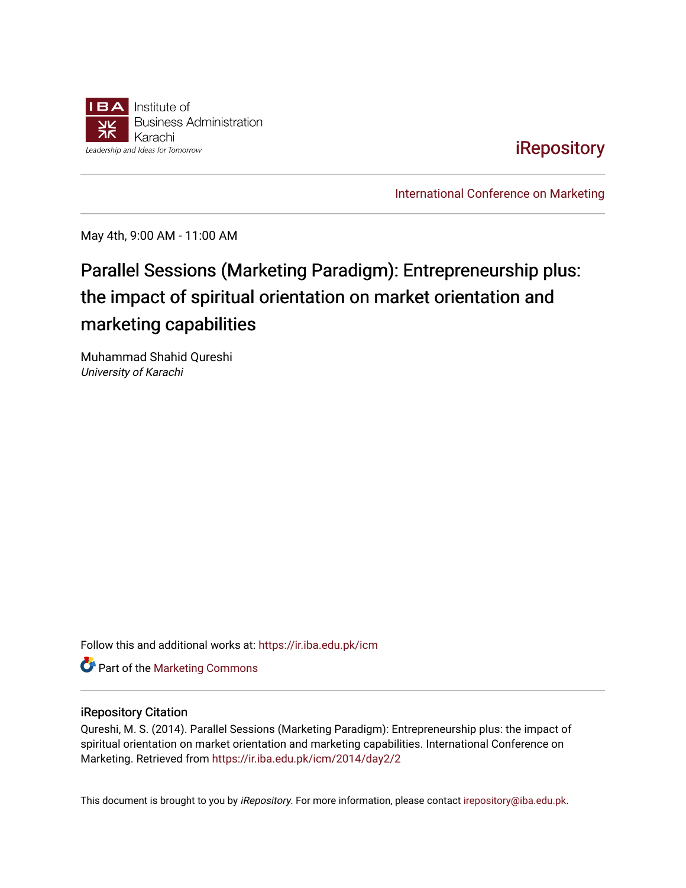Institute of Business Administration Karachi

Leadership and Ideas for Tomorrow

iRepository

International Conference on Marketing

May 4th, 9:00 AM - 11:00 AM

# Parallel Sessions (Marketing Paradigm): Entrepreneurship plus: the impact of spiritual orientation on market orientation and marketing capabilities

Muhammad Shahid Qureshi
*University of Karachi*

Follow this and additional works at: https://ir.iba.edu.pk/icm

Part of the Marketing Commons

## iRepository Citation

Qureshi, M. S. (2014). Parallel Sessions (Marketing Paradigm): Entrepreneurship plus: the impact of spiritual orientation on market orientation and marketing capabilities. International Conference on Marketing. Retrieved from https://ir.iba.edu.pk/icm/2014/day2/2

This document is brought to you by *iRepository*. For more information, please contact irepository@iba.edu.pk.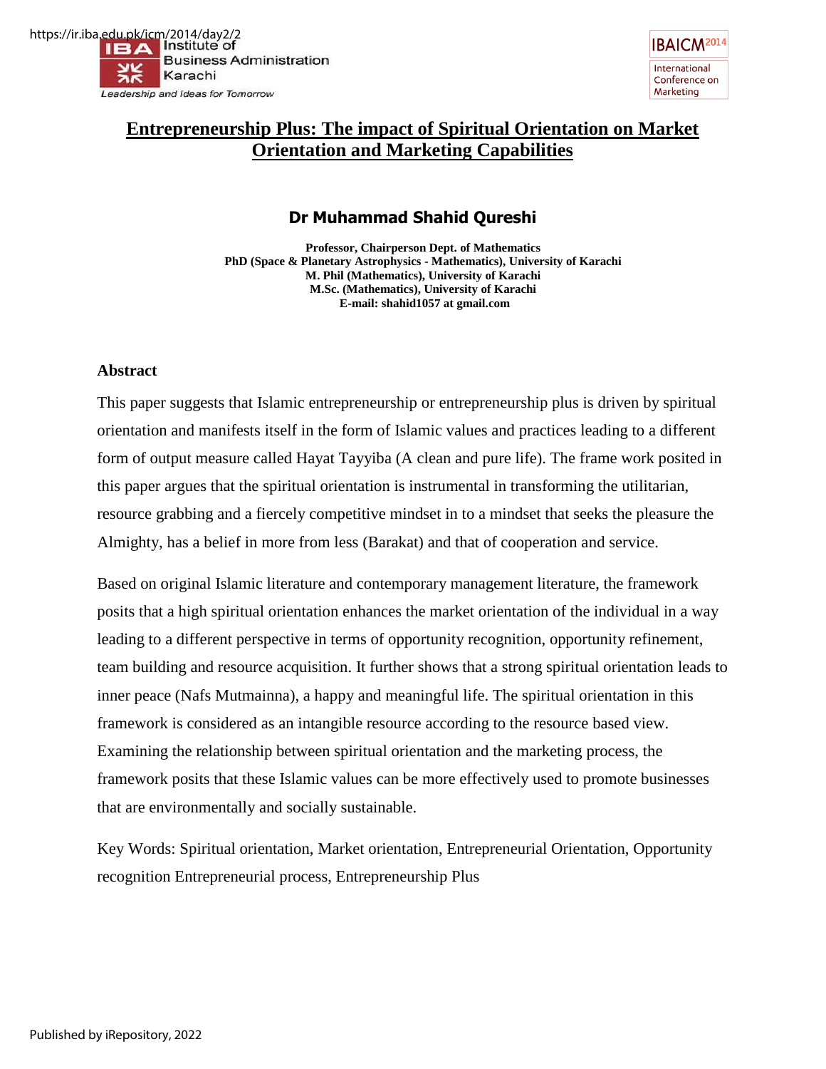# Entrepreneurship Plus: The impact of Spiritual Orientation on Market Orientation and Marketing Capabilities

## Dr Muhammad Shahid Qureshi

**Professor, Chairperson Dept. of Mathematics**
**PhD (Space & Planetary Astrophysics - Mathematics), University of Karachi**
**M. Phil (Mathematics), University of Karachi**
**M.Sc. (Mathematics), University of Karachi**
**E-mail: shahid1057 at gmail.com**

### Abstract

This paper suggests that Islamic entrepreneurship or entrepreneurship plus is driven by spiritual orientation and manifests itself in the form of Islamic values and practices leading to a different form of output measure called Hayat Tayyiba (A clean and pure life). The frame work posited in this paper argues that the spiritual orientation is instrumental in transforming the utilitarian, resource grabbing and a fiercely competitive mindset in to a mindset that seeks the pleasure the Almighty, has a belief in more from less (Barakat) and that of cooperation and service.

Based on original Islamic literature and contemporary management literature, the framework posits that a high spiritual orientation enhances the market orientation of the individual in a way leading to a different perspective in terms of opportunity recognition, opportunity refinement, team building and resource acquisition. It further shows that a strong spiritual orientation leads to inner peace (Nafs Mutmainna), a happy and meaningful life. The spiritual orientation in this framework is considered as an intangible resource according to the resource based view. Examining the relationship between spiritual orientation and the marketing process, the framework posits that these Islamic values can be more effectively used to promote businesses that are environmentally and socially sustainable.

Key Words: Spiritual orientation, Market orientation, Entrepreneurial Orientation, Opportunity recognition Entrepreneurial process, Entrepreneurship Plus